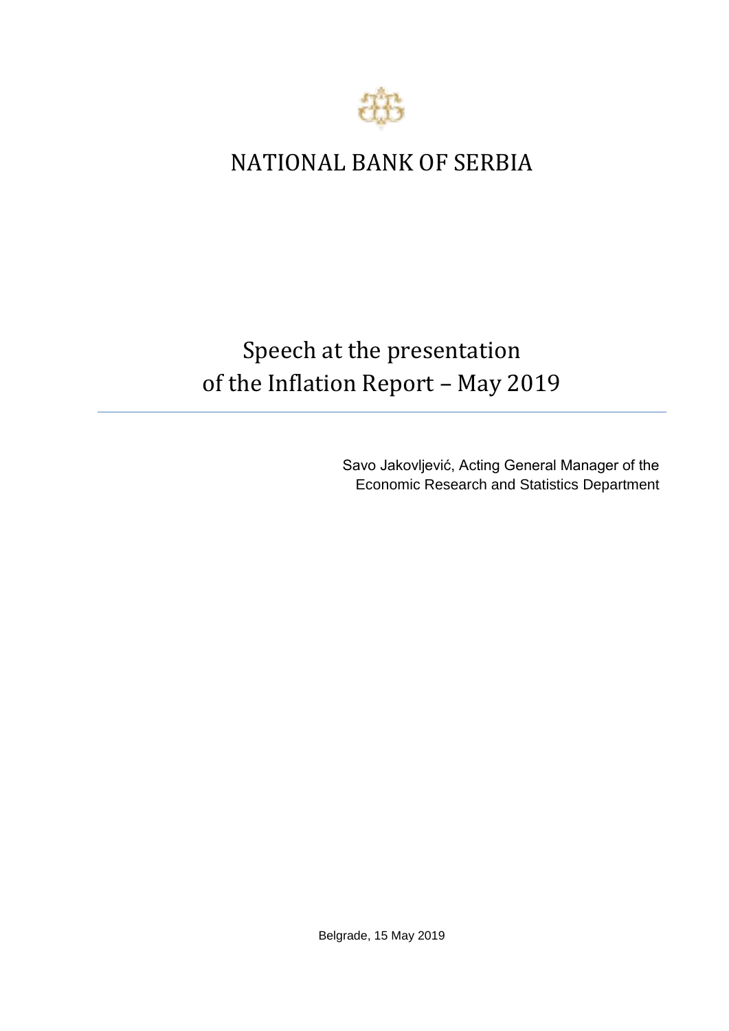# NATIONAL BANK OF SERBIA

## Speech at the presentation of the Inflation Report – May 2019

Savo Jakovljević, Acting General Manager of the Economic Research and Statistics Department

Belgrade, 15 May 2019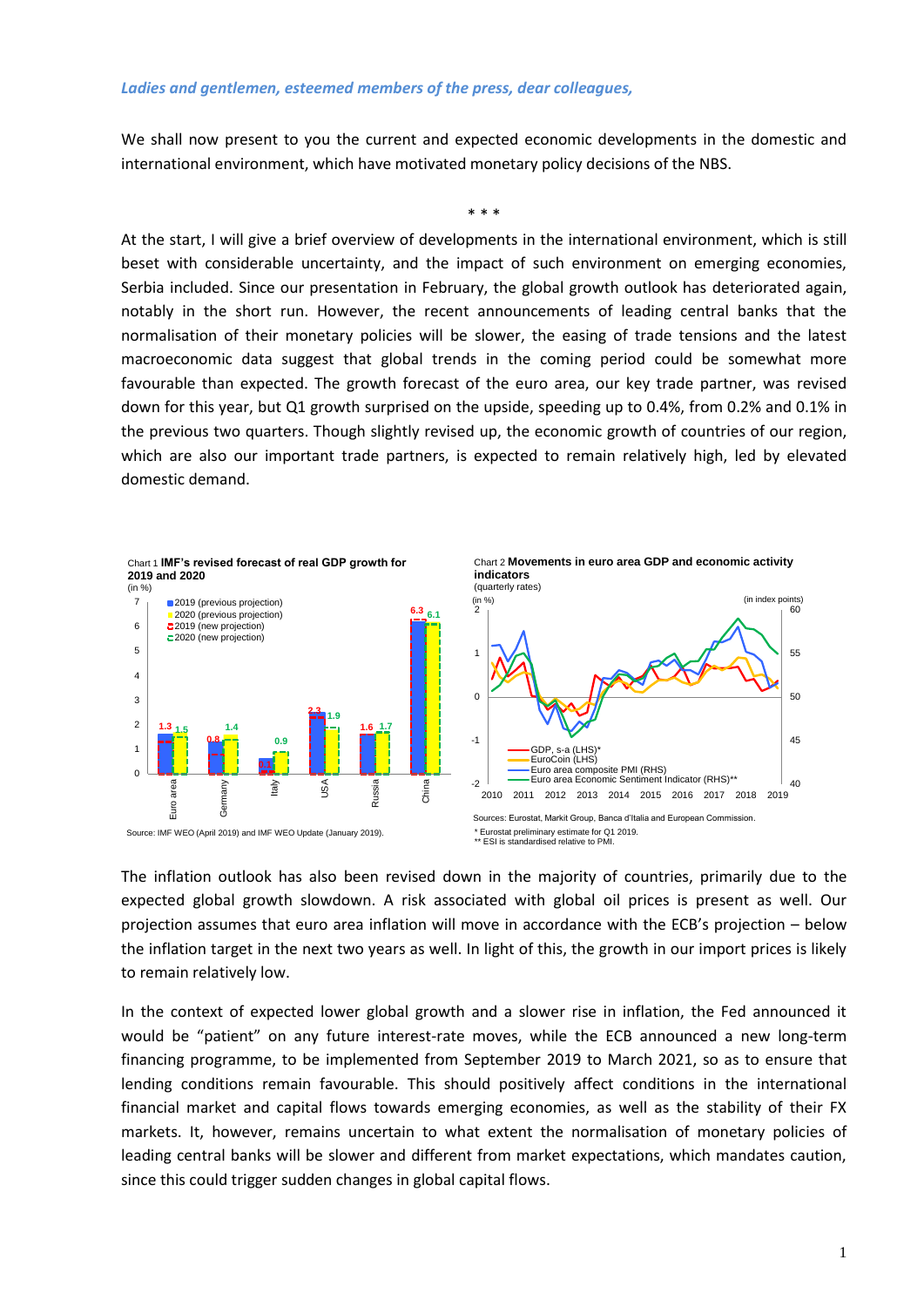*Ladies and gentlemen, esteemed members of the press, dear colleagues,*

We shall now present to you the current and expected economic developments in the domestic and international environment, which have motivated monetary policy decisions of the NBS.

\* \* \*

At the start, I will give a brief overview of developments in the international environment, which is still beset with considerable uncertainty, and the impact of such environment on emerging economies, Serbia included. Since our presentation in February, the global growth outlook has deteriorated again, notably in the short run. However, the recent announcements of leading central banks that the normalisation of their monetary policies will be slower, the easing of trade tensions and the latest macroeconomic data suggest that global trends in the coming period could be somewhat more favourable than expected. The growth forecast of the euro area, our key trade partner, was revised down for this year, but Q1 growth surprised on the upside, speeding up to 0.4%, from 0.2% and 0.1% in the previous two quarters. Though slightly revised up, the economic growth of countries of our region, which are also our important trade partners, is expected to remain relatively high, led by elevated domestic demand.

Chart 1 **IMF's revised forecast of real GDP growth for 2019 and 2020**
(in %)

| | 2019 (previous projection) | 2020 (previous projection) | 2019 (new projection) | 2020 (new projection) |
|---|---|---|---|---|
| Euro area | | | 1.3 | 1.5 |
| Germany | | | 0.8 | 1.4 |
| Italy | | | 0.1 | 0.9 |
| USA | | | 2.3 | 1.9 |
| Russia | | | 1.6 | 1.7 |
| China | | | 6.3 | 6.1 |

Source: IMF WEO (April 2019) and IMF WEO Update (January 2019).

Chart 2 **Movements in euro area GDP and economic activity indicators**
(quarterly rates)

(in %) — GDP, s-a (LHS)*; EuroCoin (LHS); Euro area composite PMI (RHS); Euro area Economic Sentiment Indicator (RHS)** — (in index points)

Sources: Eurostat, Markit Group, Banca d'Italia and European Commission.
\* Eurostat preliminary estimate for Q1 2019.
\*\* ESI is standardised relative to PMI.

The inflation outlook has also been revised down in the majority of countries, primarily due to the expected global growth slowdown. A risk associated with global oil prices is present as well. Our projection assumes that euro area inflation will move in accordance with the ECB's projection – below the inflation target in the next two years as well. In light of this, the growth in our import prices is likely to remain relatively low.

In the context of expected lower global growth and a slower rise in inflation, the Fed announced it would be "patient" on any future interest-rate moves, while the ECB announced a new long-term financing programme, to be implemented from September 2019 to March 2021, so as to ensure that lending conditions remain favourable. This should positively affect conditions in the international financial market and capital flows towards emerging economies, as well as the stability of their FX markets. It, however, remains uncertain to what extent the normalisation of monetary policies of leading central banks will be slower and different from market expectations, which mandates caution, since this could trigger sudden changes in global capital flows.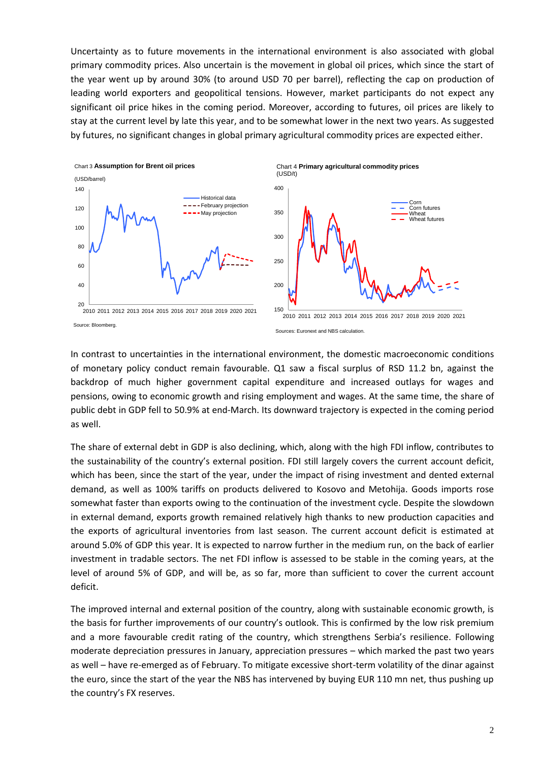Uncertainty as to future movements in the international environment is also associated with global primary commodity prices. Also uncertain is the movement in global oil prices, which since the start of the year went up by around 30% (to around USD 70 per barrel), reflecting the cap on production of leading world exporters and geopolitical tensions. However, market participants do not expect any significant oil price hikes in the coming period. Moreover, according to futures, oil prices are likely to stay at the current level by late this year, and to be somewhat lower in the next two years. As suggested by futures, no significant changes in global primary agricultural commodity prices are expected either.

Chart 3 **Assumption for Brent oil prices**

(USD/barrel)

Source: Bloomberg.

Chart 4 **Primary agricultural commodity prices**

(USD/t)

Sources: Euronext and NBS calculation.

In contrast to uncertainties in the international environment, the domestic macroeconomic conditions of monetary policy conduct remain favourable. Q1 saw a fiscal surplus of RSD 11.2 bn, against the backdrop of much higher government capital expenditure and increased outlays for wages and pensions, owing to economic growth and rising employment and wages. At the same time, the share of public debt in GDP fell to 50.9% at end-March. Its downward trajectory is expected in the coming period as well.

The share of external debt in GDP is also declining, which, along with the high FDI inflow, contributes to the sustainability of the country's external position. FDI still largely covers the current account deficit, which has been, since the start of the year, under the impact of rising investment and dented external demand, as well as 100% tariffs on products delivered to Kosovo and Metohija. Goods imports rose somewhat faster than exports owing to the continuation of the investment cycle. Despite the slowdown in external demand, exports growth remained relatively high thanks to new production capacities and the exports of agricultural inventories from last season. The current account deficit is estimated at around 5.0% of GDP this year. It is expected to narrow further in the medium run, on the back of earlier investment in tradable sectors. The net FDI inflow is assessed to be stable in the coming years, at the level of around 5% of GDP, and will be, as so far, more than sufficient to cover the current account deficit.

The improved internal and external position of the country, along with sustainable economic growth, is the basis for further improvements of our country's outlook. This is confirmed by the low risk premium and a more favourable credit rating of the country, which strengthens Serbia's resilience. Following moderate depreciation pressures in January, appreciation pressures – which marked the past two years as well – have re-emerged as of February. To mitigate excessive short-term volatility of the dinar against the euro, since the start of the year the NBS has intervened by buying EUR 110 mn net, thus pushing up the country's FX reserves.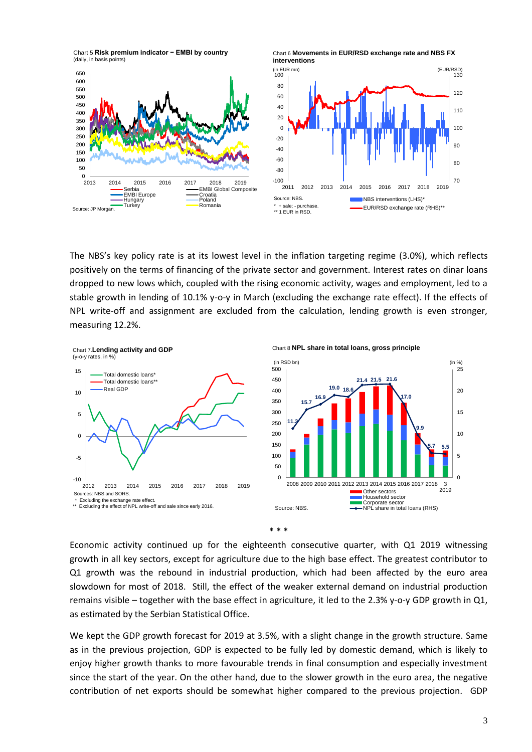Chart 5 **Risk premium indicator – EMBI by country**
(daily, in basis points)

Source: JP Morgan.

Chart 6 **Movements in EUR/RSD exchange rate and NBS FX interventions**

Source: NBS.
\* + sale; - purchase.
\*\* 1 EUR in RSD.

The NBS's key policy rate is at its lowest level in the inflation targeting regime (3.0%), which reflects positively on the terms of financing of the private sector and government. Interest rates on dinar loans dropped to new lows which, coupled with the rising economic activity, wages and employment, led to a stable growth in lending of 10.1% y-o-y in March (excluding the exchange rate effect). If the effects of NPL write-off and assignment are excluded from the calculation, lending growth is even stronger, measuring 12.2%.

Chart 7 **Lending activity and GDP**
(y-o-y rates, in %)

Sources: NBS and SORS.
\* Excluding the exchange rate effect.
\*\* Excluding the effect of NPL write-off and sale since early 2016.

Chart 8 **NPL share in total loans, gross principle**

Source: NBS.

\* \* \*

Economic activity continued up for the eighteenth consecutive quarter, with Q1 2019 witnessing growth in all key sectors, except for agriculture due to the high base effect. The greatest contributor to Q1 growth was the rebound in industrial production, which had been affected by the euro area slowdown for most of 2018. Still, the effect of the weaker external demand on industrial production remains visible – together with the base effect in agriculture, it led to the 2.3% y-o-y GDP growth in Q1, as estimated by the Serbian Statistical Office.

We kept the GDP growth forecast for 2019 at 3.5%, with a slight change in the growth structure. Same as in the previous projection, GDP is expected to be fully led by domestic demand, which is likely to enjoy higher growth thanks to more favourable trends in final consumption and especially investment since the start of the year. On the other hand, due to the slower growth in the euro area, the negative contribution of net exports should be somewhat higher compared to the previous projection. GDP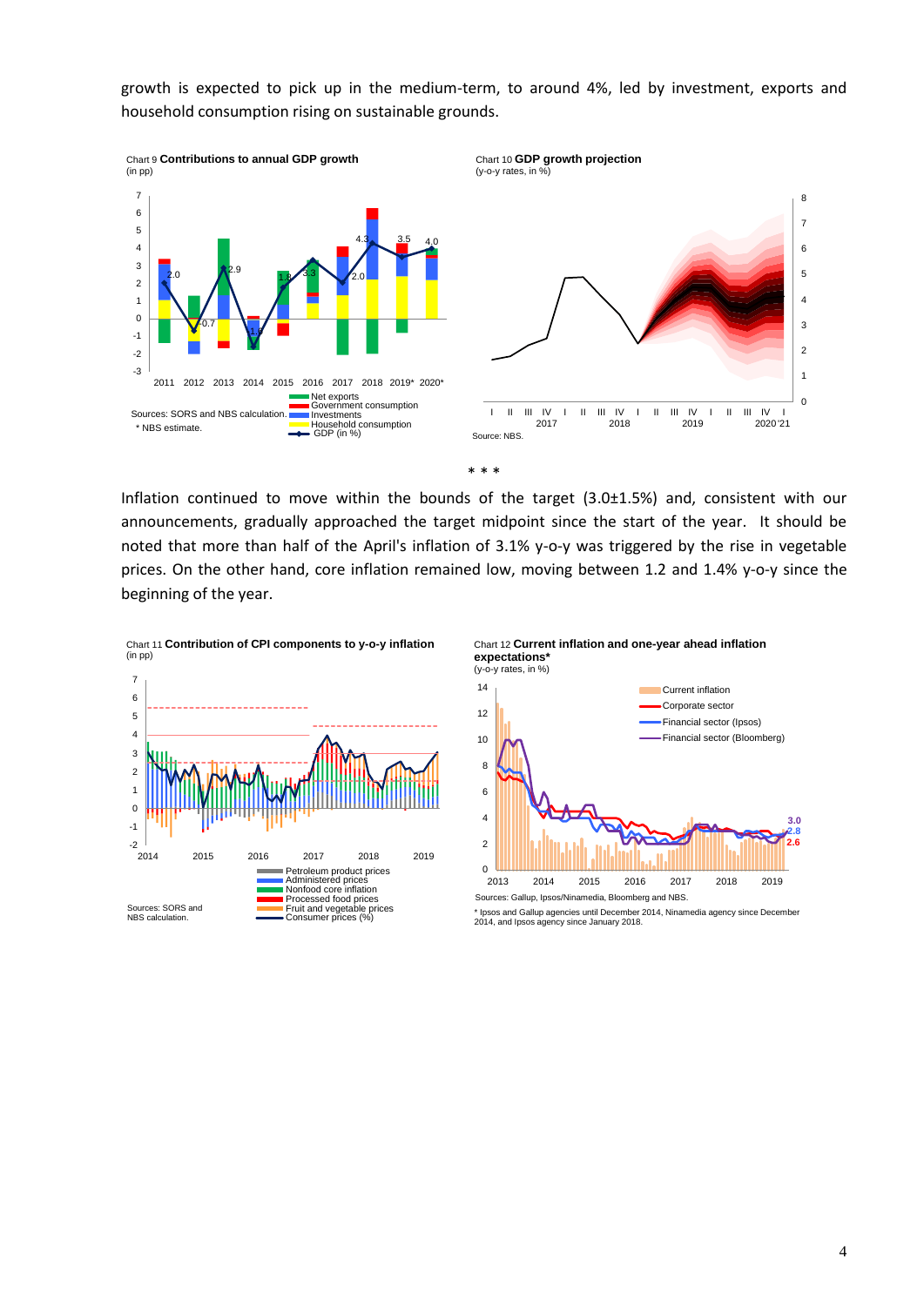growth is expected to pick up in the medium-term, to around 4%, led by investment, exports and household consumption rising on sustainable grounds.

Chart 9 **Contributions to annual GDP growth**
(in pp)

Sources: SORS and NBS calculation.
* NBS estimate.

Chart 10 **GDP growth projection**
(y-o-y rates, in %)

Source: NBS.

\* \* \*

Inflation continued to move within the bounds of the target (3.0±1.5%) and, consistent with our announcements, gradually approached the target midpoint since the start of the year. It should be noted that more than half of the April's inflation of 3.1% y-o-y was triggered by the rise in vegetable prices. On the other hand, core inflation remained low, moving between 1.2 and 1.4% y-o-y since the beginning of the year.

Chart 11 **Contribution of CPI components to y-o-y inflation**
(in pp)

Sources: SORS and NBS calculation.

Chart 12 **Current inflation and one-year ahead inflation expectations***
(y-o-y rates, in %)

Sources: Gallup, Ipsos/Ninamedia, Bloomberg and NBS.

\* Ipsos and Gallup agencies until December 2014, Ninamedia agency since December 2014, and Ipsos agency since January 2018.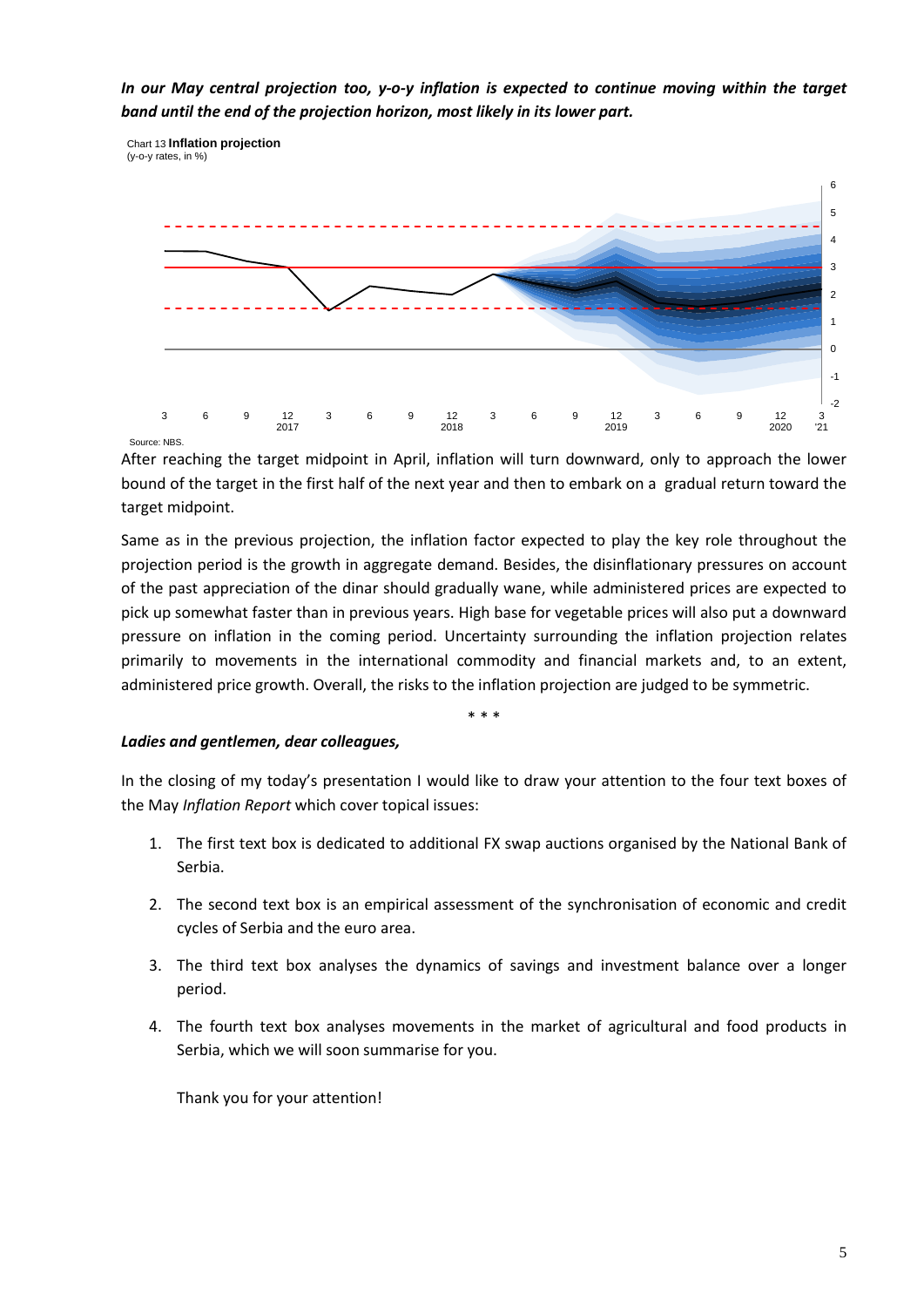***In our May central projection too, y-o-y inflation is expected to continue moving within the target band until the end of the projection horizon, most likely in its lower part.***

Chart 13 **Inflation projection**
(y-o-y rates, in %)

6
5
4
3
2
1
0
-1
-2

3 6 9 12 2017 3 6 9 12 2018 3 6 9 12 2019 3 6 9 12 2020 3 '21

Source: NBS.

After reaching the target midpoint in April, inflation will turn downward, only to approach the lower bound of the target in the first half of the next year and then to embark on a gradual return toward the target midpoint.

Same as in the previous projection, the inflation factor expected to play the key role throughout the projection period is the growth in aggregate demand. Besides, the disinflationary pressures on account of the past appreciation of the dinar should gradually wane, while administered prices are expected to pick up somewhat faster than in previous years. High base for vegetable prices will also put a downward pressure on inflation in the coming period. Uncertainty surrounding the inflation projection relates primarily to movements in the international commodity and financial markets and, to an extent, administered price growth. Overall, the risks to the inflation projection are judged to be symmetric.

\* \* \*

***Ladies and gentlemen, dear colleagues,***

In the closing of my today's presentation I would like to draw your attention to the four text boxes of the May *Inflation Report* which cover topical issues:

1. The first text box is dedicated to additional FX swap auctions organised by the National Bank of Serbia.
2. The second text box is an empirical assessment of the synchronisation of economic and credit cycles of Serbia and the euro area.
3. The third text box analyses the dynamics of savings and investment balance over a longer period.
4. The fourth text box analyses movements in the market of agricultural and food products in Serbia, which we will soon summarise for you.

Thank you for your attention!